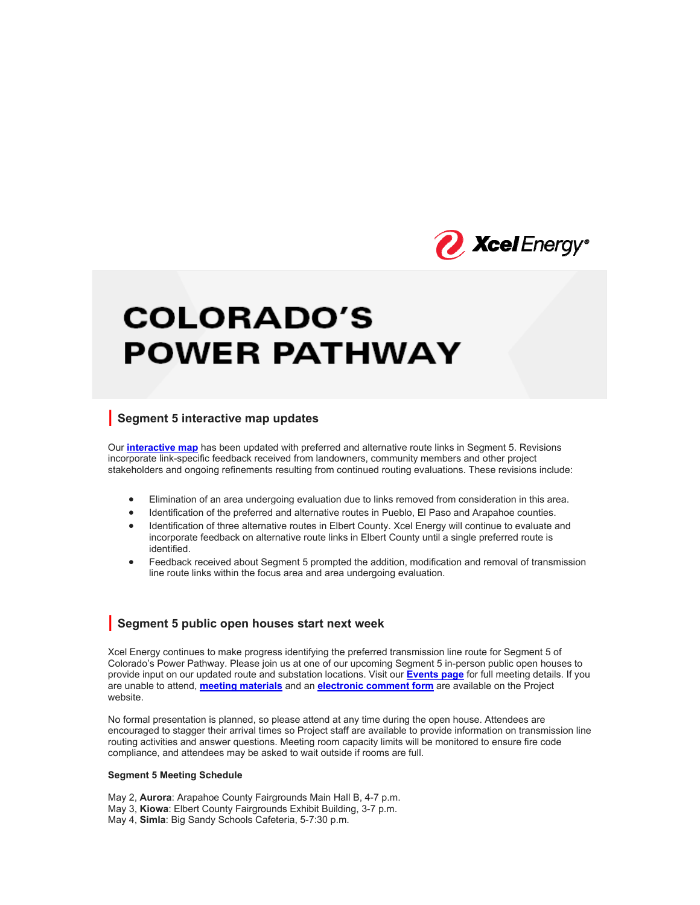Xcel Energy

# COLORADO'S POWER PATHWAY

## Segment 5 interactive map updates

Our **interactive map** has been updated with preferred and alternative route links in Segment 5. Revisions incorporate link-specific feedback received from landowners, community members and other project stakeholders and ongoing refinements resulting from continued routing evaluations. These revisions include:

- Elimination of an area undergoing evaluation due to links removed from consideration in this area.
- Identification of the preferred and alternative routes in Pueblo, El Paso and Arapahoe counties.
- Identification of three alternative routes in Elbert County. Xcel Energy will continue to evaluate and incorporate feedback on alternative route links in Elbert County until a single preferred route is identified.
- Feedback received about Segment 5 prompted the addition, modification and removal of transmission line route links within the focus area and area undergoing evaluation.

## Segment 5 public open houses start next week

Xcel Energy continues to make progress identifying the preferred transmission line route for Segment 5 of Colorado's Power Pathway. Please join us at one of our upcoming Segment 5 in-person public open houses to provide input on our updated route and substation locations. Visit our **Events page** for full meeting details. If you are unable to attend, **meeting materials** and an **electronic comment form** are available on the Project website.

No formal presentation is planned, so please attend at any time during the open house. Attendees are encouraged to stagger their arrival times so Project staff are available to provide information on transmission line routing activities and answer questions. Meeting room capacity limits will be monitored to ensure fire code compliance, and attendees may be asked to wait outside if rooms are full.

**Segment 5 Meeting Schedule**

May 2, **Aurora**: Arapahoe County Fairgrounds Main Hall B, 4-7 p.m.
May 3, **Kiowa**: Elbert County Fairgrounds Exhibit Building, 3-7 p.m.
May 4, **Simla**: Big Sandy Schools Cafeteria, 5-7:30 p.m.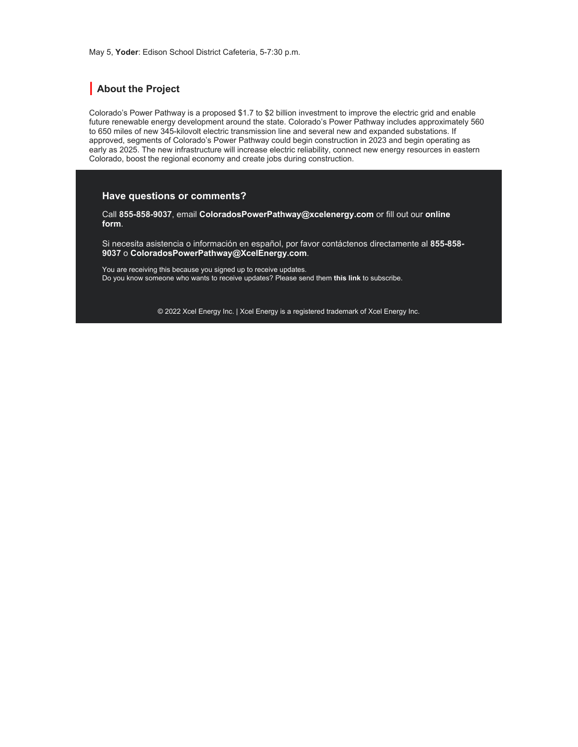May 5, **Yoder**: Edison School District Cafeteria, 5-7:30 p.m.

## About the Project

Colorado's Power Pathway is a proposed $1.7 to $2 billion investment to improve the electric grid and enable future renewable energy development around the state. Colorado's Power Pathway includes approximately 560 to 650 miles of new 345-kilovolt electric transmission line and several new and expanded substations. If approved, segments of Colorado's Power Pathway could begin construction in 2023 and begin operating as early as 2025. The new infrastructure will increase electric reliability, connect new energy resources in eastern Colorado, boost the regional economy and create jobs during construction.

### Have questions or comments?

Call **855-858-9037**, email **ColoradosPowerPathway@xcelenergy.com** or fill out our **online form**.

Si necesita asistencia o información en español, por favor contáctenos directamente al **855-858-9037** o **ColoradosPowerPathway@XcelEnergy.com**.

You are receiving this because you signed up to receive updates.
Do you know someone who wants to receive updates? Please send them **this link** to subscribe.

© 2022 Xcel Energy Inc. | Xcel Energy is a registered trademark of Xcel Energy Inc.